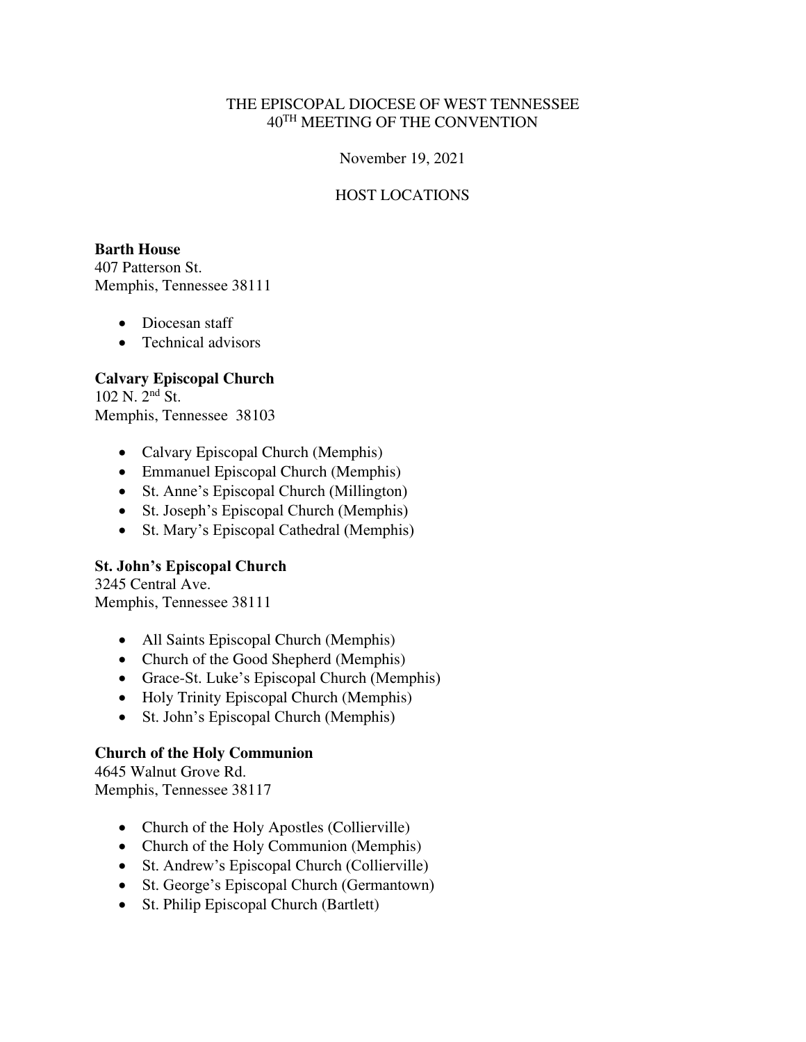THE EPISCOPAL DIOCESE OF WEST TENNESSEE
40TH MEETING OF THE CONVENTION

November 19, 2021

HOST LOCATIONS

**Barth House**
407 Patterson St.
Memphis, Tennessee 38111

- Diocesan staff
- Technical advisors

**Calvary Episcopal Church**
102 N. 2nd St.
Memphis, Tennessee 38103

- Calvary Episcopal Church (Memphis)
- Emmanuel Episcopal Church (Memphis)
- St. Anne's Episcopal Church (Millington)
- St. Joseph's Episcopal Church (Memphis)
- St. Mary's Episcopal Cathedral (Memphis)

**St. John's Episcopal Church**
3245 Central Ave.
Memphis, Tennessee 38111

- All Saints Episcopal Church (Memphis)
- Church of the Good Shepherd (Memphis)
- Grace-St. Luke's Episcopal Church (Memphis)
- Holy Trinity Episcopal Church (Memphis)
- St. John's Episcopal Church (Memphis)

**Church of the Holy Communion**
4645 Walnut Grove Rd.
Memphis, Tennessee 38117

- Church of the Holy Apostles (Collierville)
- Church of the Holy Communion (Memphis)
- St. Andrew's Episcopal Church (Collierville)
- St. George's Episcopal Church (Germantown)
- St. Philip Episcopal Church (Bartlett)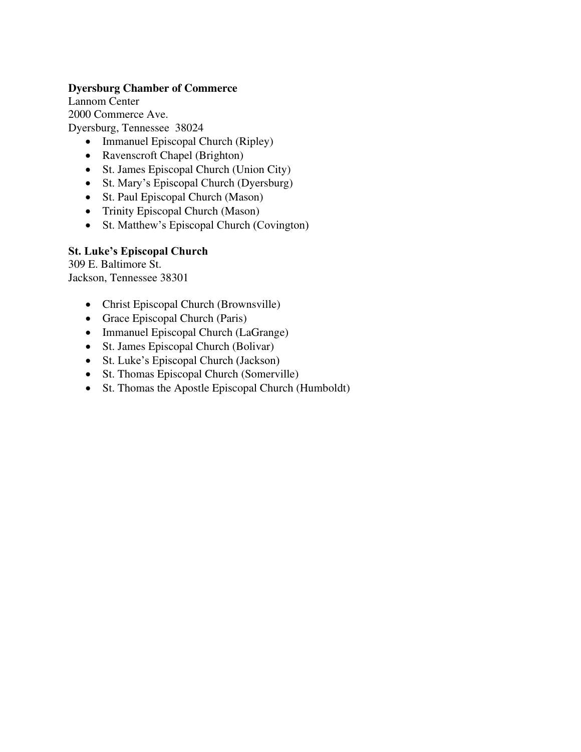**Dyersburg Chamber of Commerce**
Lannom Center
2000 Commerce Ave.
Dyersburg, Tennessee 38024

- Immanuel Episcopal Church (Ripley)
- Ravenscroft Chapel (Brighton)
- St. James Episcopal Church (Union City)
- St. Mary's Episcopal Church (Dyersburg)
- St. Paul Episcopal Church (Mason)
- Trinity Episcopal Church (Mason)
- St. Matthew's Episcopal Church (Covington)

**St. Luke's Episcopal Church**
309 E. Baltimore St.
Jackson, Tennessee 38301

- Christ Episcopal Church (Brownsville)
- Grace Episcopal Church (Paris)
- Immanuel Episcopal Church (LaGrange)
- St. James Episcopal Church (Bolivar)
- St. Luke's Episcopal Church (Jackson)
- St. Thomas Episcopal Church (Somerville)
- St. Thomas the Apostle Episcopal Church (Humboldt)